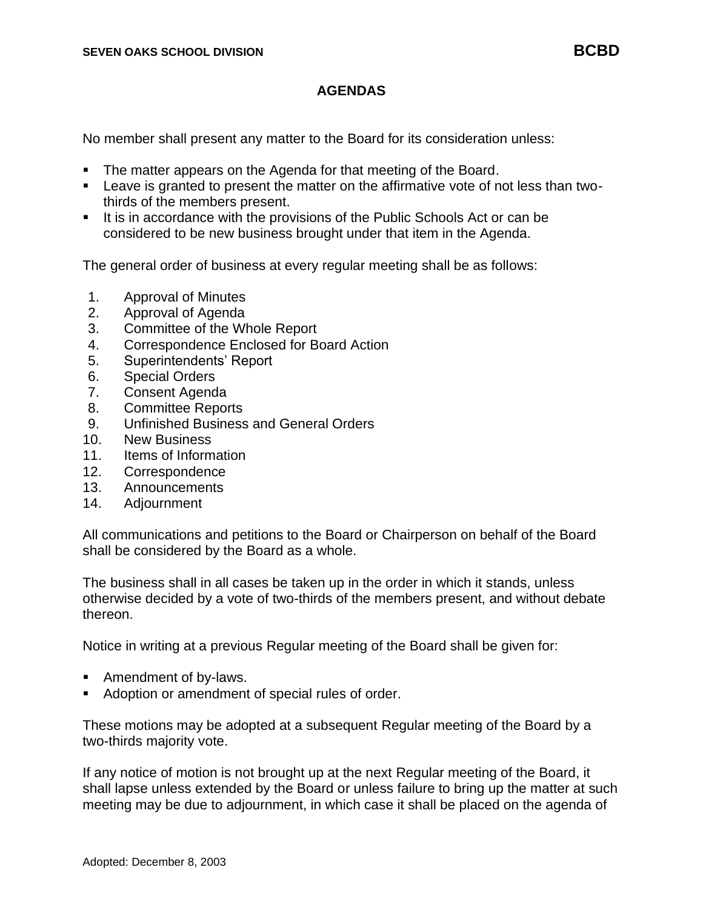# AGENDAS

No member shall present any matter to the Board for its consideration unless:

- The matter appears on the Agenda for that meeting of the Board.
- Leave is granted to present the matter on the affirmative vote of not less than two-thirds of the members present.
- It is in accordance with the provisions of the Public Schools Act or can be considered to be new business brought under that item in the Agenda.

The general order of business at every regular meeting shall be as follows:

1. Approval of Minutes
2. Approval of Agenda
3. Committee of the Whole Report
4. Correspondence Enclosed for Board Action
5. Superintendents' Report
6. Special Orders
7. Consent Agenda
8. Committee Reports
9. Unfinished Business and General Orders
10. New Business
11. Items of Information
12. Correspondence
13. Announcements
14. Adjournment

All communications and petitions to the Board or Chairperson on behalf of the Board shall be considered by the Board as a whole.

The business shall in all cases be taken up in the order in which it stands, unless otherwise decided by a vote of two-thirds of the members present, and without debate thereon.

Notice in writing at a previous Regular meeting of the Board shall be given for:

- Amendment of by-laws.
- Adoption or amendment of special rules of order.

These motions may be adopted at a subsequent Regular meeting of the Board by a two-thirds majority vote.

If any notice of motion is not brought up at the next Regular meeting of the Board, it shall lapse unless extended by the Board or unless failure to bring up the matter at such meeting may be due to adjournment, in which case it shall be placed on the agenda of

Adopted: December 8, 2003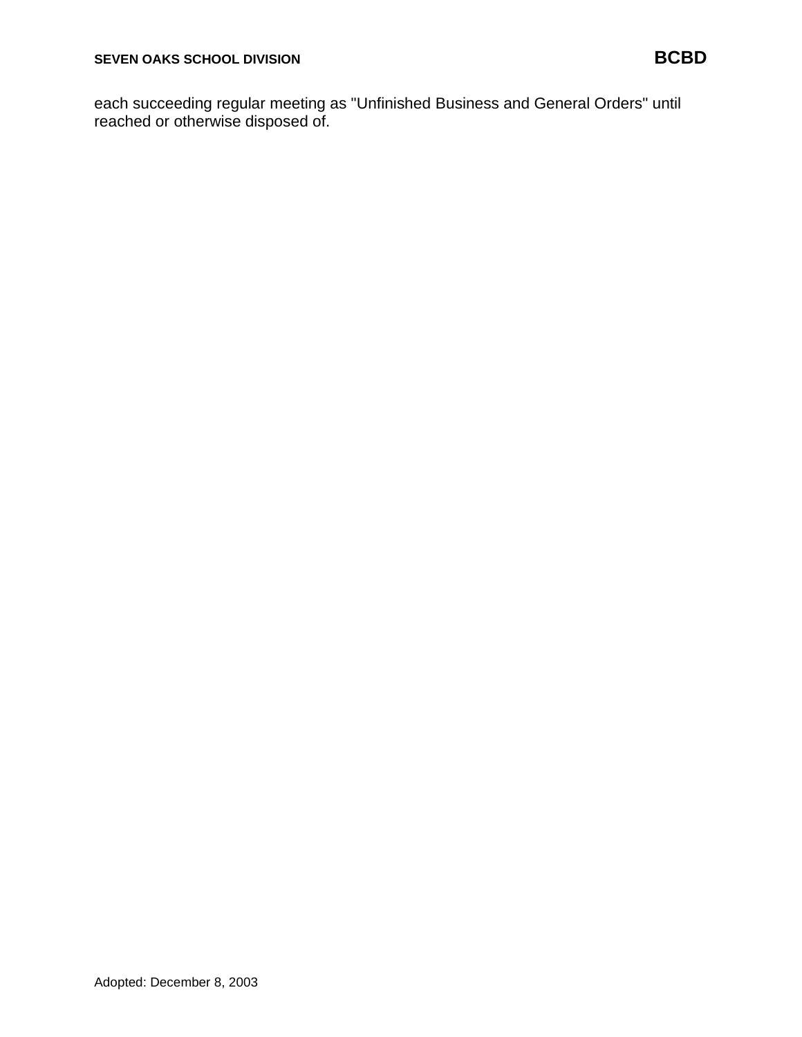each succeeding regular meeting as "Unfinished Business and General Orders" until reached or otherwise disposed of.

Adopted: December 8, 2003